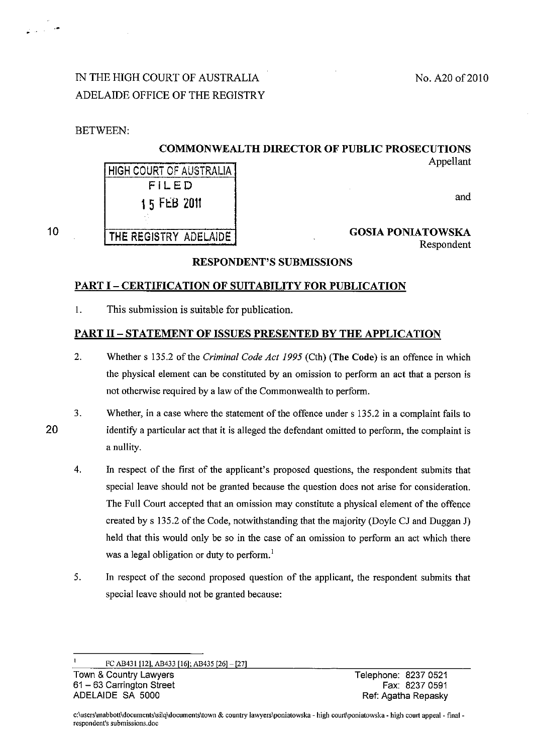IN THE HIGH COURT OF AUSTRALIA
ADELAIDE OFFICE OF THE REGISTRY

No. A20 of 2010

BETWEEN:

**COMMONWEALTH DIRECTOR OF PUBLIC PROSECUTIONS**
Appellant

HIGH COURT OF AUSTRALIA
FILED
15 FEB 2011
THE REGISTRY ADELAIDE

and

**GOSIA PONIATOWSKA**
Respondent

**RESPONDENT'S SUBMISSIONS**

## PART I – CERTIFICATION OF SUITABILITY FOR PUBLICATION

1. This submission is suitable for publication.

## PART II – STATEMENT OF ISSUES PRESENTED BY THE APPLICATION

2. Whether s 135.2 of the *Criminal Code Act 1995* (Cth) **(The Code)** is an offence in which the physical element can be constituted by an omission to perform an act that a person is not otherwise required by a law of the Commonwealth to perform.

3. Whether, in a case where the statement of the offence under s 135.2 in a complaint fails to identify a particular act that it is alleged the defendant omitted to perform, the complaint is a nullity.

4. In respect of the first of the applicant's proposed questions, the respondent submits that special leave should not be granted because the question does not arise for consideration. The Full Court accepted that an omission may constitute a physical element of the offence created by s 135.2 of the Code, notwithstanding that the majority (Doyle CJ and Duggan J) held that this would only be so in the case of an omission to perform an act which there was a legal obligation or duty to perform.[1]

5. In respect of the second proposed question of the applicant, the respondent submits that special leave should not be granted because:

---

[1] FC AB431 [12], AB433 [16]; AB435 [26] – [27]

Town & Country Lawyers
61 – 63 Carrington Street
ADELAIDE SA 5000

Telephone: 8237 0521
Fax: 8237 0591
Ref: Agatha Repasky

c:\users\mabbott\documents\silq\documents\town & country lawyers\poniatowska - high court\poniatowska - high court appeal - final - respondent's submissions.doc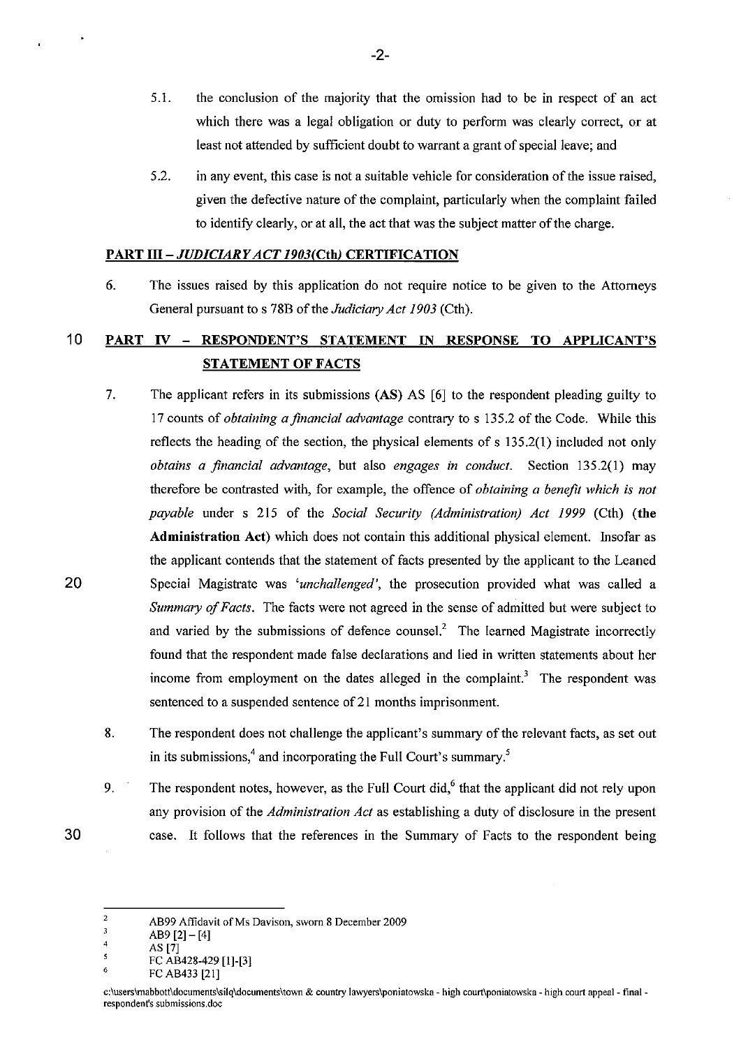5.1. the conclusion of the majority that the omission had to be in respect of an act which there was a legal obligation or duty to perform was clearly correct, or at least not attended by sufficient doubt to warrant a grant of special leave; and

5.2. in any event, this case is not a suitable vehicle for consideration of the issue raised, given the defective nature of the complaint, particularly when the complaint failed to identify clearly, or at all, the act that was the subject matter of the charge.

## PART III – *JUDICIARY ACT 1903*(Cth) CERTIFICATION

6. The issues raised by this application do not require notice to be given to the Attorneys General pursuant to s 78B of the *Judiciary Act 1903* (Cth).

## PART IV – RESPONDENT'S STATEMENT IN RESPONSE TO APPLICANT'S STATEMENT OF FACTS

7. The applicant refers in its submissions **(AS)** AS [6] to the respondent pleading guilty to 17 counts of *obtaining a financial advantage* contrary to s 135.2 of the Code. While this reflects the heading of the section, the physical elements of s 135.2(1) included not only *obtains a financial advantage*, but also *engages in conduct*. Section 135.2(1) may therefore be contrasted with, for example, the offence of *obtaining a benefit which is not payable* under s 215 of the *Social Security (Administration) Act 1999* (Cth) **(the Administration Act)** which does not contain this additional physical element. Insofar as the applicant contends that the statement of facts presented by the applicant to the Leaned Special Magistrate was *'unchallenged'*, the prosecution provided what was called a *Summary of Facts*. The facts were not agreed in the sense of admitted but were subject to and varied by the submissions of defence counsel.[2] The learned Magistrate incorrectly found that the respondent made false declarations and lied in written statements about her income from employment on the dates alleged in the complaint.[3] The respondent was sentenced to a suspended sentence of 21 months imprisonment.

8. The respondent does not challenge the applicant's summary of the relevant facts, as set out in its submissions,[4] and incorporating the Full Court's summary.[5]

9. The respondent notes, however, as the Full Court did,[6] that the applicant did not rely upon any provision of the *Administration Act* as establishing a duty of disclosure in the present case. It follows that the references in the Summary of Facts to the respondent being

---

[2] AB99 Affidavit of Ms Davison, sworn 8 December 2009
[3] AB9 [2] – [4]
[4] AS [7]
[5] FC AB428-429 [1]-[3]
[6] FC AB433 [21]

c:\users\mabbott\documents\silq\documents\town & country lawyers\poniatowska - high court\poniatowska - high court appeal - final - respondent's submissions.doc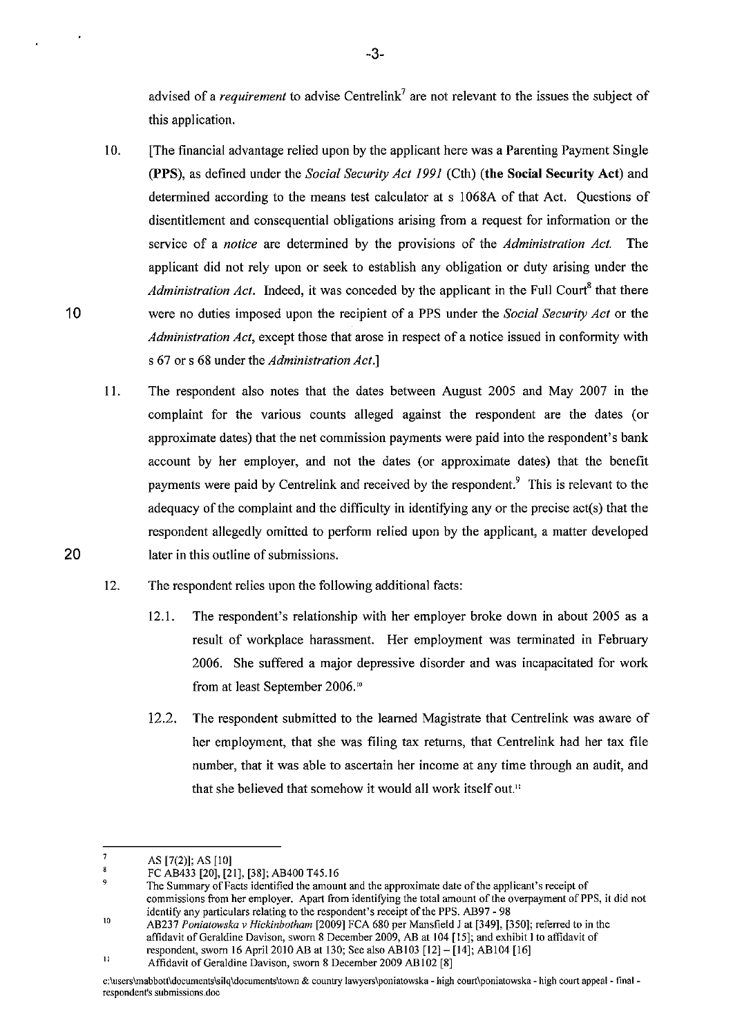advised of a *requirement* to advise Centrelink[7] are not relevant to the issues the subject of this application.

10. [The financial advantage relied upon by the applicant here was a Parenting Payment Single (**PPS**), as defined under the *Social Security Act 1991* (Cth) (**the Social Security Act**) and determined according to the means test calculator at s 1068A of that Act. Questions of disentitlement and consequential obligations arising from a request for information or the service of a *notice* are determined by the provisions of the *Administration Act.* The applicant did not rely upon or seek to establish any obligation or duty arising under the *Administration Act*. Indeed, it was conceded by the applicant in the Full Court[8] that there were no duties imposed upon the recipient of a PPS under the *Social Security Act* or the *Administration Act*, except those that arose in respect of a notice issued in conformity with s 67 or s 68 under the *Administration Act*.]

11. The respondent also notes that the dates between August 2005 and May 2007 in the complaint for the various counts alleged against the respondent are the dates (or approximate dates) that the net commission payments were paid into the respondent's bank account by her employer, and not the dates (or approximate dates) that the benefit payments were paid by Centrelink and received by the respondent.[9] This is relevant to the adequacy of the complaint and the difficulty in identifying any or the precise act(s) that the respondent allegedly omitted to perform relied upon by the applicant, a matter developed later in this outline of submissions.

12. The respondent relies upon the following additional facts:

    12.1. The respondent's relationship with her employer broke down in about 2005 as a result of workplace harassment. Her employment was terminated in February 2006. She suffered a major depressive disorder and was incapacitated for work from at least September 2006.[10]

    12.2. The respondent submitted to the learned Magistrate that Centrelink was aware of her employment, that she was filing tax returns, that Centrelink had her tax file number, that it was able to ascertain her income at any time through an audit, and that she believed that somehow it would all work itself out.[11]

---

[7] AS [7(2)]; AS [10]

[8] FC AB433 [20], [21], [38]; AB400 T45.16

[9] The Summary of Facts identified the amount and the approximate date of the applicant's receipt of commissions from her employer. Apart from identifying the total amount of the overpayment of PPS, it did not identify any particulars relating to the respondent's receipt of the PPS. AB97 - 98

[10] AB237 *Poniatowska v Hickinbotham* [2009] FCA 680 per Mansfield J at [349], [350]; referred to in the affidavit of Geraldine Davison, sworn 8 December 2009, AB at 104 [15]; and exhibit 1 to affidavit of respondent, sworn 16 April 2010 AB at 130; See also AB103 [12] – [14]; AB104 [16]

[11] Affidavit of Geraldine Davison, sworn 8 December 2009 AB102 [8]

c:\users\mabbott\documents\silq\documents\town & country lawyers\poniatowska - high court\poniatowska - high court appeal - final - respondent's submissions.doc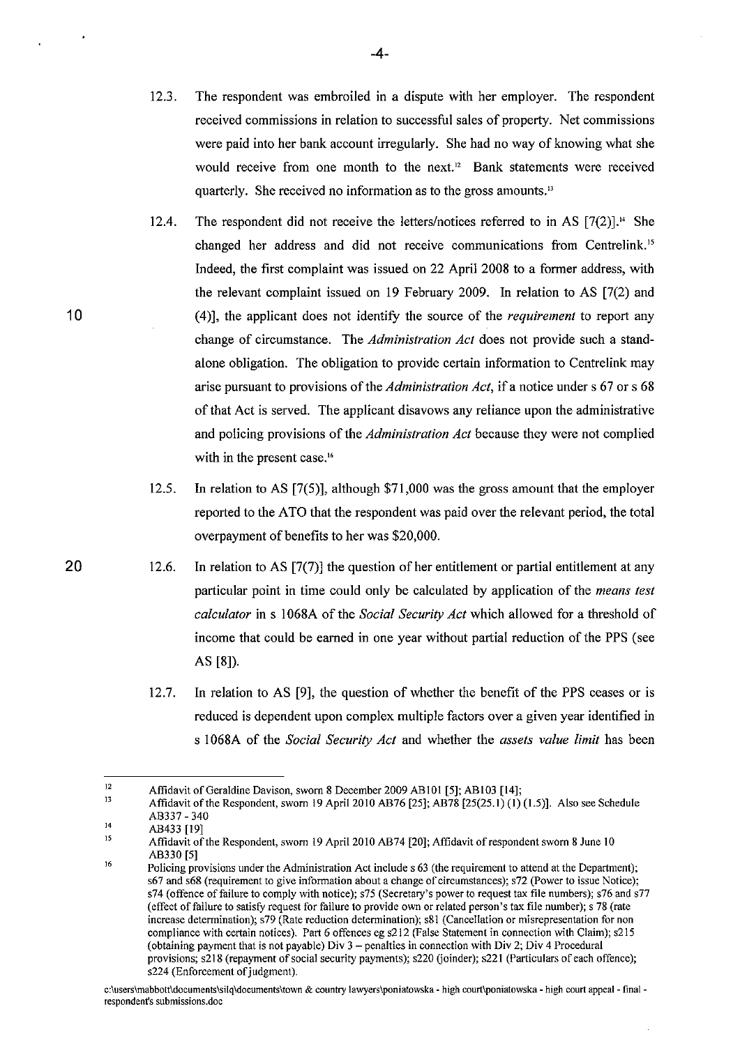12.3. The respondent was embroiled in a dispute with her employer. The respondent received commissions in relation to successful sales of property. Net commissions were paid into her bank account irregularly. She had no way of knowing what she would receive from one month to the next.[12] Bank statements were received quarterly. She received no information as to the gross amounts.[13]

12.4. The respondent did not receive the letters/notices referred to in AS [7(2)].[14] She changed her address and did not receive communications from Centrelink.[15] Indeed, the first complaint was issued on 22 April 2008 to a former address, with the relevant complaint issued on 19 February 2009. In relation to AS [7(2) and (4)], the applicant does not identify the source of the *requirement* to report any change of circumstance. The *Administration Act* does not provide such a stand-alone obligation. The obligation to provide certain information to Centrelink may arise pursuant to provisions of the *Administration Act*, if a notice under s 67 or s 68 of that Act is served. The applicant disavows any reliance upon the administrative and policing provisions of the *Administration Act* because they were not complied with in the present case.[16]

12.5. In relation to AS [7(5)], although $71,000 was the gross amount that the employer reported to the ATO that the respondent was paid over the relevant period, the total overpayment of benefits to her was $20,000.

12.6. In relation to AS [7(7)] the question of her entitlement or partial entitlement at any particular point in time could only be calculated by application of the *means test calculator* in s 1068A of the *Social Security Act* which allowed for a threshold of income that could be earned in one year without partial reduction of the PPS (see AS [8]).

12.7. In relation to AS [9], the question of whether the benefit of the PPS ceases or is reduced is dependent upon complex multiple factors over a given year identified in s 1068A of the *Social Security Act* and whether the *assets value limit* has been

---

[12] Affidavit of Geraldine Davison, sworn 8 December 2009 AB101 [5]; AB103 [14];

[13] Affidavit of the Respondent, sworn 19 April 2010 AB76 [25]; AB78 [25(25.1) (1) (1.5)]. Also see Schedule AB337 - 340

[14] AB433 [19]

[15] Affidavit of the Respondent, sworn 19 April 2010 AB74 [20]; Affidavit of respondent sworn 8 June 10 AB330 [5]

[16] Policing provisions under the Administration Act include s 63 (the requirement to attend at the Department); s67 and s68 (requirement to give information about a change of circumstances); s72 (Power to issue Notice); s74 (offence of failure to comply with notice); s75 (Secretary's power to request tax file numbers); s76 and s77 (effect of failure to satisfy request for failure to provide own or related person's tax file number); s 78 (rate increase determination); s79 (Rate reduction determination); s81 (Cancellation or misrepresentation for non compliance with certain notices). Part 6 offences eg s212 (False Statement in connection with Claim); s215 (obtaining payment that is not payable) Div 3 – penalties in connection with Div 2; Div 4 Procedural provisions; s218 (repayment of social security payments); s220 (joinder); s221 (Particulars of each offence); s224 (Enforcement of judgment).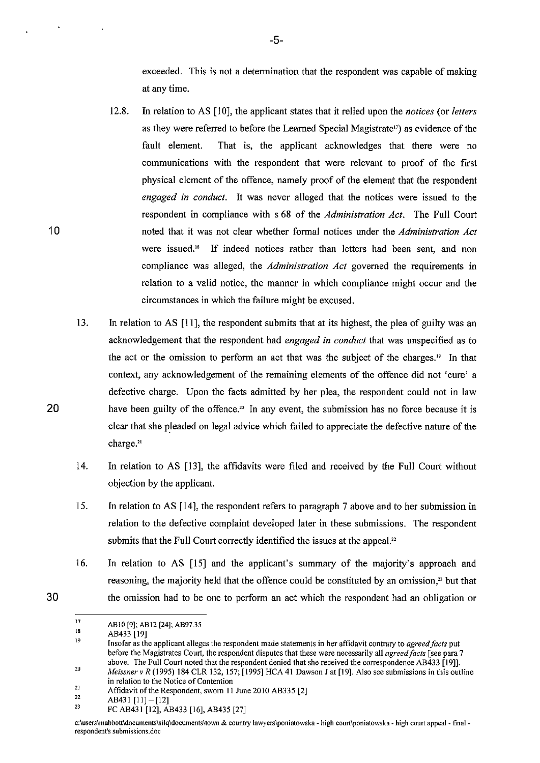exceeded. This is not a determination that the respondent was capable of making at any time.

12.8. In relation to AS [10], the applicant states that it relied upon the *notices* (or *letters* as they were referred to before the Learned Special Magistrate[17]) as evidence of the fault element. That is, the applicant acknowledges that there were no communications with the respondent that were relevant to proof of the first physical element of the offence, namely proof of the element that the respondent *engaged in conduct*. It was never alleged that the notices were issued to the respondent in compliance with s 68 of the *Administration Act*. The Full Court noted that it was not clear whether formal notices under the *Administration Act* were issued.[18] If indeed notices rather than letters had been sent, and non compliance was alleged, the *Administration Act* governed the requirements in relation to a valid notice, the manner in which compliance might occur and the circumstances in which the failure might be excused.

13. In relation to AS [11], the respondent submits that at its highest, the plea of guilty was an acknowledgement that the respondent had *engaged in conduct* that was unspecified as to the act or the omission to perform an act that was the subject of the charges.[19] In that context, any acknowledgement of the remaining elements of the offence did not 'cure' a defective charge. Upon the facts admitted by her plea, the respondent could not in law have been guilty of the offence.[20] In any event, the submission has no force because it is clear that she pleaded on legal advice which failed to appreciate the defective nature of the charge.[21]

14. In relation to AS [13], the affidavits were filed and received by the Full Court without objection by the applicant.

15. In relation to AS [14], the respondent refers to paragraph 7 above and to her submission in relation to the defective complaint developed later in these submissions. The respondent submits that the Full Court correctly identified the issues at the appeal.[22]

16. In relation to AS [15] and the applicant's summary of the majority's approach and reasoning, the majority held that the offence could be constituted by an omission,[23] but that the omission had to be one to perform an act which the respondent had an obligation or

---

[17] AB10 [9]; AB12 [24]; AB97.35

[18] AB433 [19]

[19] Insofar as the applicant alleges the respondent made statements in her affidavit contrary to *agreed facts* put before the Magistrates Court, the respondent disputes that these were necessarily all *agreed facts* [see para 7 above. The Full Court noted that the respondent denied that she received the correspondence AB433 [19]].

[20] *Meissner v R* (1995) 184 CLR 132, 157; [1995] HCA 41 Dawson J at [19]. Also see submissions in this outline in relation to the Notice of Contention

[21] Affidavit of the Respondent, sworn 11 June 2010 AB335 [2]

[22] AB431 [11] – [12]

[23] FC AB431 [12], AB433 [16], AB435 [27]

c:\users\mabbott\documents\silq\documents\town & country lawyers\poniatowska - high court\poniatowska - high court appeal - final - respondent's submissions.doc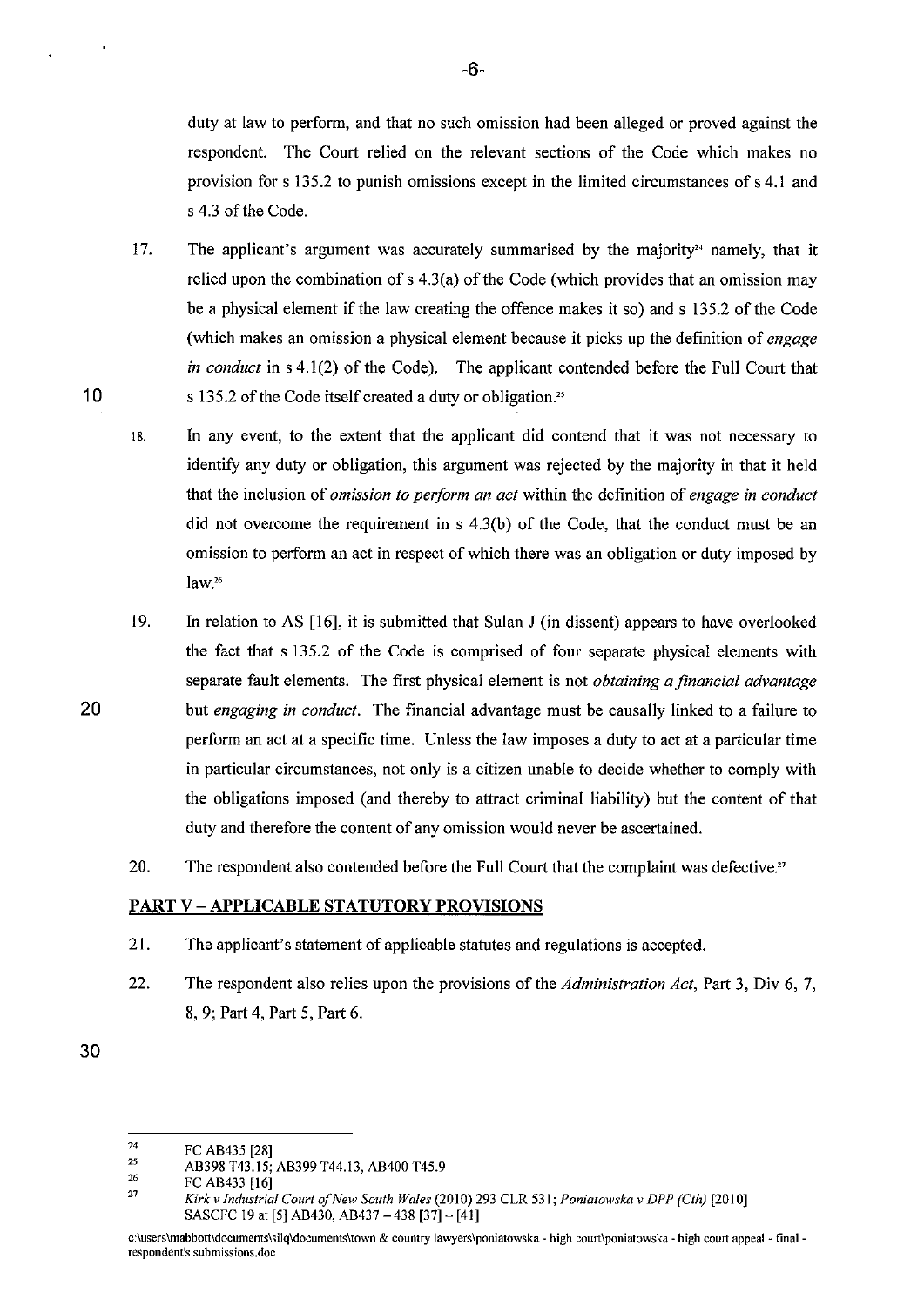duty at law to perform, and that no such omission had been alleged or proved against the respondent. The Court relied on the relevant sections of the Code which makes no provision for s 135.2 to punish omissions except in the limited circumstances of s 4.1 and s 4.3 of the Code.

17. The applicant's argument was accurately summarised by the majority[24] namely, that it relied upon the combination of s 4.3(a) of the Code (which provides that an omission may be a physical element if the law creating the offence makes it so) and s 135.2 of the Code (which makes an omission a physical element because it picks up the definition of *engage in conduct* in s 4.1(2) of the Code). The applicant contended before the Full Court that s 135.2 of the Code itself created a duty or obligation.[25]

18. In any event, to the extent that the applicant did contend that it was not necessary to identify any duty or obligation, this argument was rejected by the majority in that it held that the inclusion of *omission to perform an act* within the definition of *engage in conduct* did not overcome the requirement in s 4.3(b) of the Code, that the conduct must be an omission to perform an act in respect of which there was an obligation or duty imposed by law.[26]

19. In relation to AS [16], it is submitted that Sulan J (in dissent) appears to have overlooked the fact that s 135.2 of the Code is comprised of four separate physical elements with separate fault elements. The first physical element is not *obtaining a financial advantage* but *engaging in conduct*. The financial advantage must be causally linked to a failure to perform an act at a specific time. Unless the law imposes a duty to act at a particular time in particular circumstances, not only is a citizen unable to decide whether to comply with the obligations imposed (and thereby to attract criminal liability) but the content of that duty and therefore the content of any omission would never be ascertained.

20. The respondent also contended before the Full Court that the complaint was defective.[27]

## PART V – APPLICABLE STATUTORY PROVISIONS

21. The applicant's statement of applicable statutes and regulations is accepted.

22. The respondent also relies upon the provisions of the *Administration Act*, Part 3, Div 6, 7, 8, 9; Part 4, Part 5, Part 6.

---

[24] FC AB435 [28]

[25] AB398 T43.15; AB399 T44.13, AB400 T45.9

[26] FC AB433 [16]

[27] *Kirk v Industrial Court of New South Wales* (2010) 293 CLR 531; *Poniatowska v DPP (Cth)* [2010] SASCFC 19 at [5] AB430, AB437 – 438 [37] – [41]

c:\users\mabbott\documents\silq\documents\town & country lawyers\poniatowska - high court\poniatowska - high court appeal - final - respondent's submissions.doc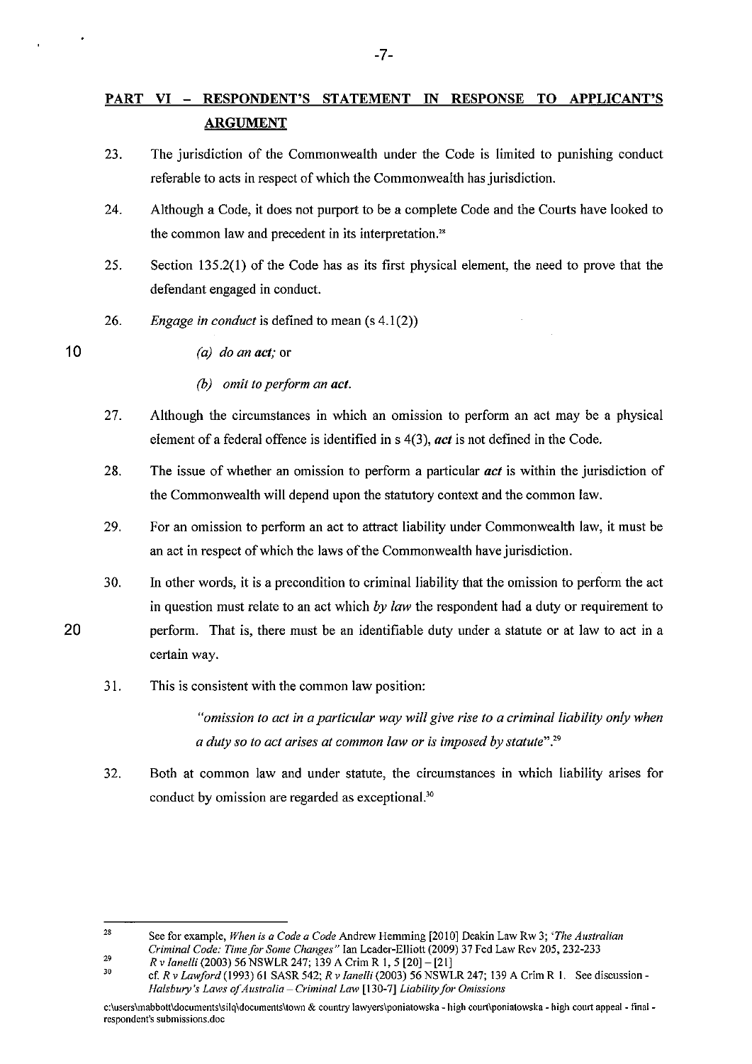## PART VI – RESPONDENT'S STATEMENT IN RESPONSE TO APPLICANT'S ARGUMENT

23. The jurisdiction of the Commonwealth under the Code is limited to punishing conduct referable to acts in respect of which the Commonwealth has jurisdiction.

24. Although a Code, it does not purport to be a complete Code and the Courts have looked to the common law and precedent in its interpretation.[28]

25. Section 135.2(1) of the Code has as its first physical element, the need to prove that the defendant engaged in conduct.

26. *Engage in conduct* is defined to mean (s 4.1(2))

    *(a) do an **act**;* or

    *(b) omit to perform an **act**.*

27. Although the circumstances in which an omission to perform an act may be a physical element of a federal offence is identified in s 4(3), ***act*** is not defined in the Code.

28. The issue of whether an omission to perform a particular ***act*** is within the jurisdiction of the Commonwealth will depend upon the statutory context and the common law.

29. For an omission to perform an act to attract liability under Commonwealth law, it must be an act in respect of which the laws of the Commonwealth have jurisdiction.

30. In other words, it is a precondition to criminal liability that the omission to perform the act in question must relate to an act which *by law* the respondent had a duty or requirement to perform. That is, there must be an identifiable duty under a statute or at law to act in a certain way.

31. This is consistent with the common law position:

    > *"omission to act in a particular way will give rise to a criminal liability only when a duty so to act arises at common law or is imposed by statute"*.[29]

32. Both at common law and under statute, the circumstances in which liability arises for conduct by omission are regarded as exceptional.[30]

---

[28] See for example, *When is a Code a Code* Andrew Hemming [2010] Deakin Law Rw 3; *'The Australian Criminal Code: Time for Some Changes"* Ian Leader-Elliott (2009) 37 Fed Law Rev 205, 232-233

[29] *R v Ianelli* (2003) 56 NSWLR 247; 139 A Crim R 1, 5 [20] – [21]

[30] cf. *R v Lawford* (1993) 61 SASR 542; *R v Ianelli* (2003) 56 NSWLR 247; 139 A Crim R 1. See discussion - *Halsbury's Laws of Australia – Criminal Law* [130-7] *Liability for Omissions*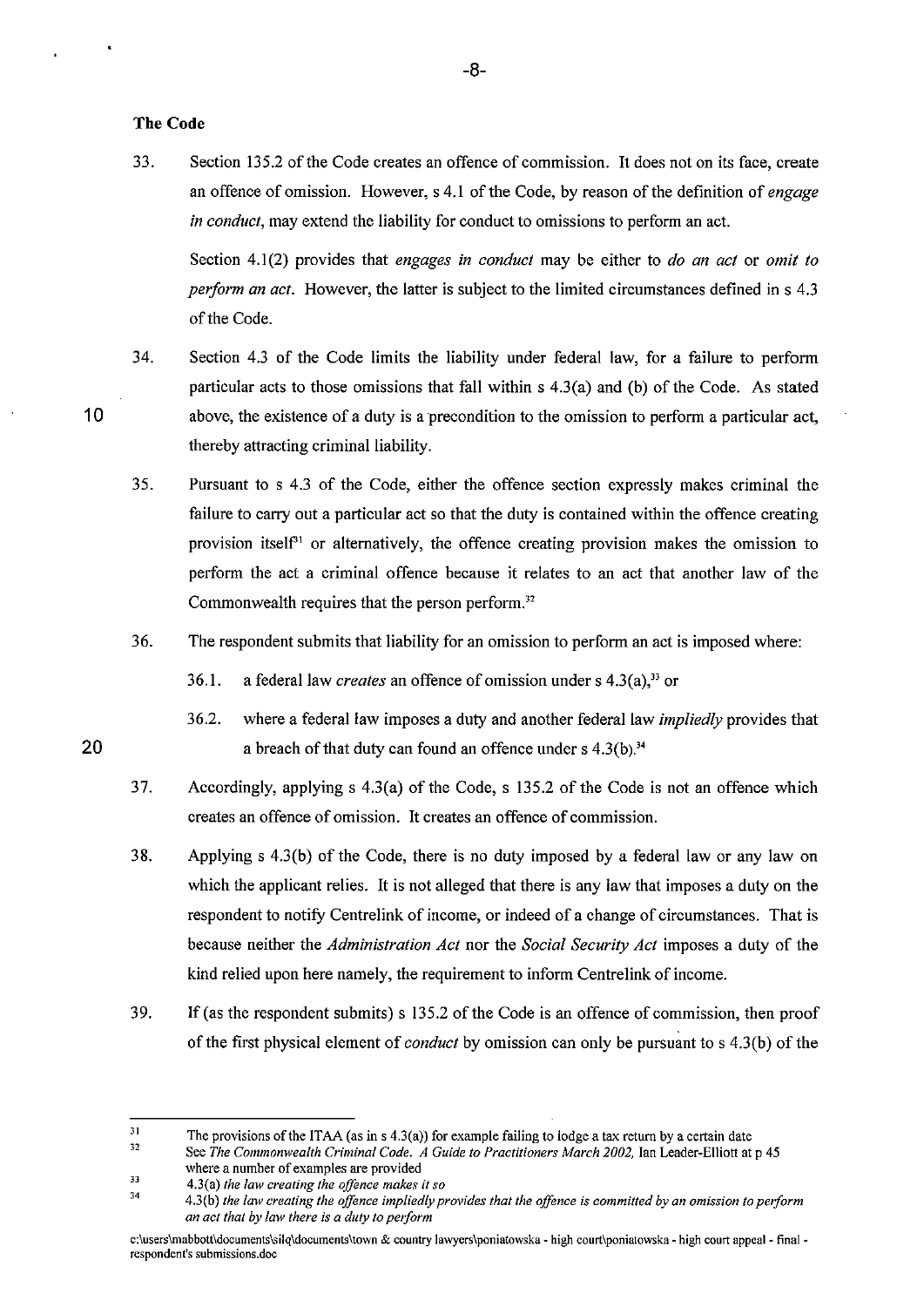**The Code**

33. Section 135.2 of the Code creates an offence of commission. It does not on its face, create an offence of omission. However, s 4.1 of the Code, by reason of the definition of *engage in conduct*, may extend the liability for conduct to omissions to perform an act.

    Section 4.1(2) provides that *engages in conduct* may be either to *do an act* or *omit to perform an act*. However, the latter is subject to the limited circumstances defined in s 4.3 of the Code.

34. Section 4.3 of the Code limits the liability under federal law, for a failure to perform particular acts to those omissions that fall within s 4.3(a) and (b) of the Code. As stated above, the existence of a duty is a precondition to the omission to perform a particular act, thereby attracting criminal liability.

35. Pursuant to s 4.3 of the Code, either the offence section expressly makes criminal the failure to carry out a particular act so that the duty is contained within the offence creating provision itself[31] or alternatively, the offence creating provision makes the omission to perform the act a criminal offence because it relates to an act that another law of the Commonwealth requires that the person perform.[32]

36. The respondent submits that liability for an omission to perform an act is imposed where:

    36.1. a federal law *creates* an offence of omission under s 4.3(a),[33] or

    36.2. where a federal law imposes a duty and another federal law *impliedly* provides that a breach of that duty can found an offence under s 4.3(b).[34]

37. Accordingly, applying s 4.3(a) of the Code, s 135.2 of the Code is not an offence which creates an offence of omission. It creates an offence of commission.

38. Applying s 4.3(b) of the Code, there is no duty imposed by a federal law or any law on which the applicant relies. It is not alleged that there is any law that imposes a duty on the respondent to notify Centrelink of income, or indeed of a change of circumstances. That is because neither the *Administration Act* nor the *Social Security Act* imposes a duty of the kind relied upon here namely, the requirement to inform Centrelink of income.

39. If (as the respondent submits) s 135.2 of the Code is an offence of commission, then proof of the first physical element of *conduct* by omission can only be pursuant to s 4.3(b) of the

---

[31] The provisions of the ITAA (as in s 4.3(a)) for example failing to lodge a tax return by a certain date

[32] See *The Commonwealth Criminal Code. A Guide to Practitioners March 2002,* Ian Leader-Elliott at p 45 where a number of examples are provided

[33] 4.3(a) *the law creating the offence makes it so*

[34] 4.3(b) *the law creating the offence impliedly provides that the offence is committed by an omission to perform an act that by law there is a duty to perform*

c:\users\mabbott\documents\silq\documents\town & country lawyers\poniatowska - high court\poniatowska - high court appeal - final - respondent's submissions.doc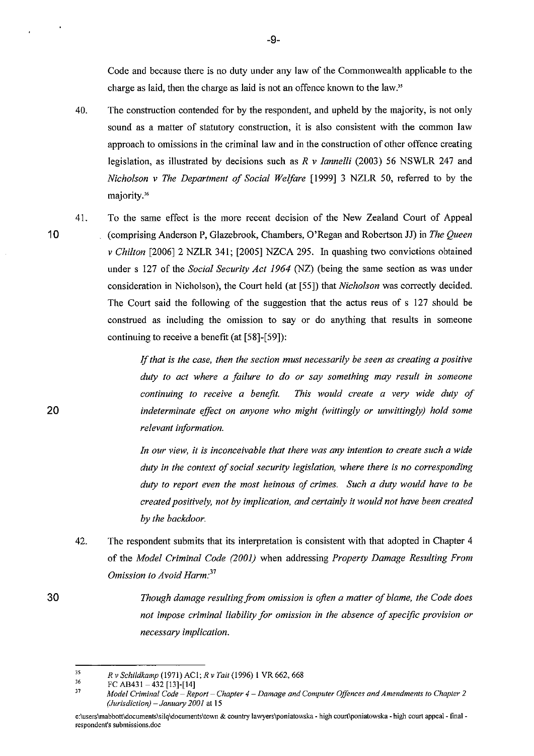Code and because there is no duty under any law of the Commonwealth applicable to the charge as laid, then the charge as laid is not an offence known to the law.[35]

40. The construction contended for by the respondent, and upheld by the majority, is not only sound as a matter of statutory construction, it is also consistent with the common law approach to omissions in the criminal law and in the construction of other offence creating legislation, as illustrated by decisions such as *R v Iannelli* (2003) 56 NSWLR 247 and *Nicholson v The Department of Social Welfare* [1999] 3 NZLR 50, referred to by the majority.[36]

41. To the same effect is the more recent decision of the New Zealand Court of Appeal (comprising Anderson P, Glazebrook, Chambers, O'Regan and Robertson JJ) in *The Queen v Chilton* [2006] 2 NZLR 341; [2005] NZCA 295. In quashing two convictions obtained under s 127 of the *Social Security Act 1964* (NZ) (being the same section as was under consideration in Nicholson), the Court held (at [55]) that *Nicholson* was correctly decided. The Court said the following of the suggestion that the actus reus of s 127 should be construed as including the omission to say or do anything that results in someone continuing to receive a benefit (at [58]-[59]):

> *If that is the case, then the section must necessarily be seen as creating a positive duty to act where a failure to do or say something may result in someone continuing to receive a benefit. This would create a very wide duty of indeterminate effect on anyone who might (wittingly or unwittingly) hold some relevant information.*
>
> *In our view, it is inconceivable that there was any intention to create such a wide duty in the context of social security legislation, where there is no corresponding duty to report even the most heinous of crimes. Such a duty would have to be created positively, not by implication, and certainly it would not have been created by the backdoor.*

42. The respondent submits that its interpretation is consistent with that adopted in Chapter 4 of the *Model Criminal Code (2001)* when addressing *Property Damage Resulting From Omission to Avoid Harm:*[37]

> *Though damage resulting from omission is often a matter of blame, the Code does not impose criminal liability for omission in the absence of specific provision or necessary implication.*

---

[35] *R v Schildkamp* (1971) AC1; *R v Tait* (1996) 1 VR 662, 668

[36] FC AB431 – 432 [13]-[14]

[37] *Model Criminal Code – Report – Chapter 4 – Damage and Computer Offences and Amendments to Chapter 2 (Jurisdiction) – January 2001* at 15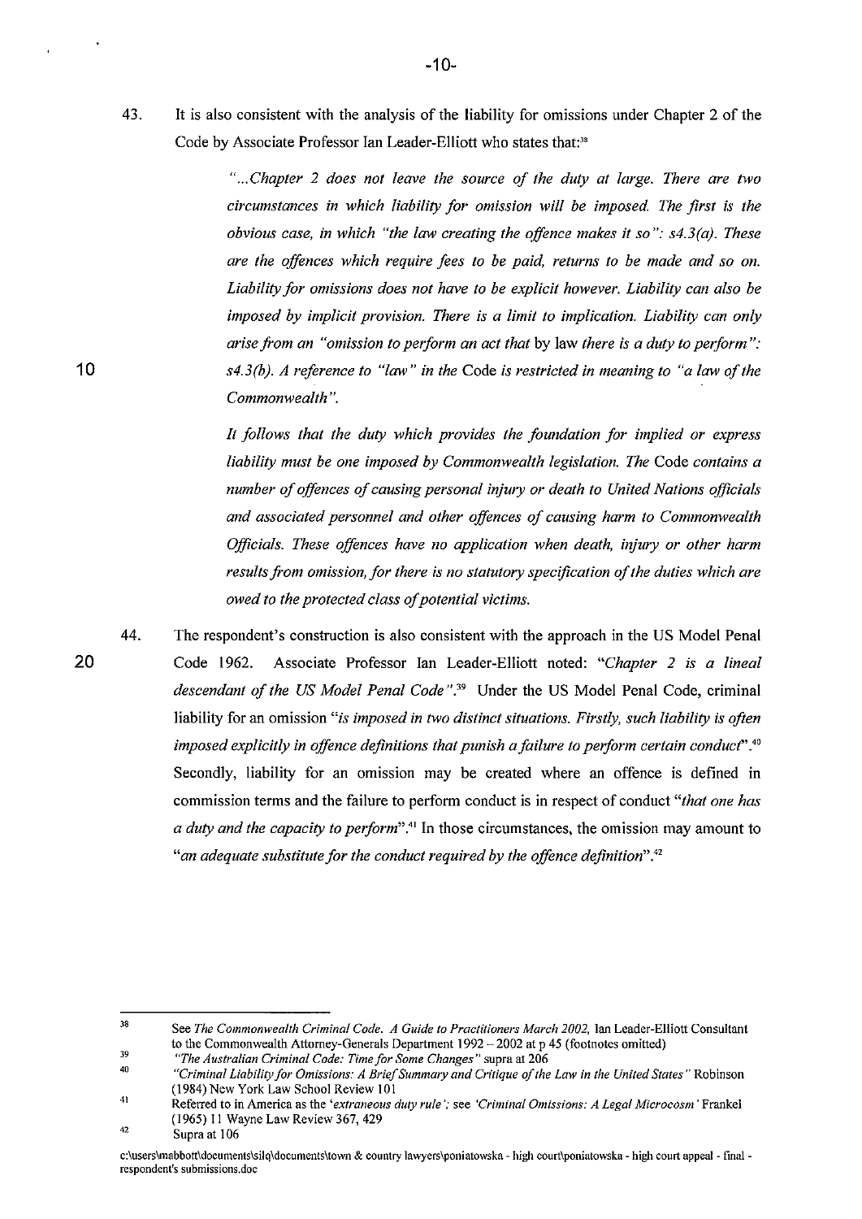43. It is also consistent with the analysis of the liability for omissions under Chapter 2 of the Code by Associate Professor Ian Leader-Elliott who states that:[38]

> *"...Chapter 2 does not leave the source of the duty at large. There are two circumstances in which liability for omission will be imposed. The first is the obvious case, in which "the law creating the offence makes it so": s4.3(a). These are the offences which require fees to be paid, returns to be made and so on. Liability for omissions does not have to be explicit however. Liability can also be imposed by implicit provision. There is a limit to implication. Liability can only arise from an "omission to perform an act that* by law *there is a duty to perform": s4.3(b). A reference to "law" in the* Code *is restricted in meaning to "a law of the Commonwealth".*
>
> *It follows that the duty which provides the foundation for implied or express liability must be one imposed by Commonwealth legislation. The* Code *contains a number of offences of causing personal injury or death to United Nations officials and associated personnel and other offences of causing harm to Commonwealth Officials. These offences have no application when death, injury or other harm results from omission, for there is no statutory specification of the duties which are owed to the protected class of potential victims.*

44. The respondent's construction is also consistent with the approach in the US Model Penal Code 1962. Associate Professor Ian Leader-Elliott noted: *"Chapter 2 is a lineal descendant of the US Model Penal Code"*.[39] Under the US Model Penal Code, criminal liability for an omission *"is imposed in two distinct situations. Firstly, such liability is often imposed explicitly in offence definitions that punish a failure to perform certain conduct"*.[40] Secondly, liability for an omission may be created where an offence is defined in commission terms and the failure to perform conduct is in respect of conduct *"that one has a duty and the capacity to perform"*.[41] In those circumstances, the omission may amount to *"an adequate substitute for the conduct required by the offence definition"*.[42]

---

[38] See *The Commonwealth Criminal Code. A Guide to Practitioners March 2002*, Ian Leader-Elliott Consultant to the Commonwealth Attorney-Generals Department 1992 – 2002 at p 45 (footnotes omitted)

[39] *"The Australian Criminal Code: Time for Some Changes"* supra at 206

[40] *"Criminal Liability for Omissions: A Brief Summary and Critique of the Law in the United States"* Robinson (1984) New York Law School Review 101

[41] Referred to in America as the *'extraneous duty rule'*; see *'Criminal Omissions: A Legal Microcosm'* Frankel (1965) 11 Wayne Law Review 367, 429

[42] Supra at 106

c:\users\mabbott\documents\silq\documents\town & country lawyers\poniatowska - high court\poniatowska - high court appeal - final - respondent's submissions.doc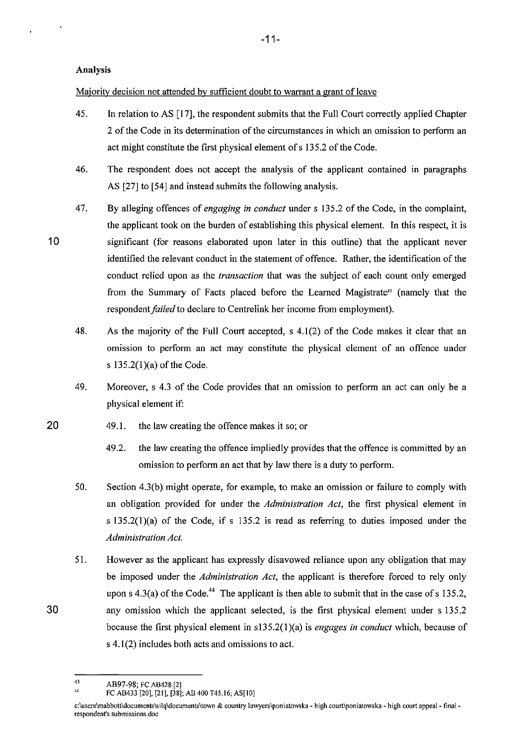## Analysis

<u>Majority decision not attended by sufficient doubt to warrant a grant of leave</u>

45. In relation to AS [17], the respondent submits that the Full Court correctly applied Chapter 2 of the Code in its determination of the circumstances in which an omission to perform an act might constitute the first physical element of s 135.2 of the Code.

46. The respondent does not accept the analysis of the applicant contained in paragraphs AS [27] to [54] and instead submits the following analysis.

47. By alleging offences of *engaging in conduct* under s 135.2 of the Code, in the complaint, the applicant took on the burden of establishing this physical element. In this respect, it is significant (for reasons elaborated upon later in this outline) that the applicant never identified the relevant conduct in the statement of offence. Rather, the identification of the conduct relied upon as the *transaction* that was the subject of each count only emerged from the Summary of Facts placed before the Learned Magistrate[43] (namely that the respondent *failed* to declare to Centrelink her income from employment).

48. As the majority of the Full Court accepted, s 4.1(2) of the Code makes it clear that an omission to perform an act may constitute the physical element of an offence under s 135.2(1)(a) of the Code.

49. Moreover, s 4.3 of the Code provides that an omission to perform an act can only be a physical element if:

    49.1. the law creating the offence makes it so; or

    49.2. the law creating the offence impliedly provides that the offence is committed by an omission to perform an act that by law there is a duty to perform.

50. Section 4.3(b) might operate, for example, to make an omission or failure to comply with an obligation provided for under the *Administration Act*, the first physical element in s 135.2(1)(a) of the Code, if s 135.2 is read as referring to duties imposed under the *Administration Act.*

51. However as the applicant has expressly disavowed reliance upon any obligation that may be imposed under the *Administration Act*, the applicant is therefore forced to rely only upon s 4.3(a) of the Code.[44] The applicant is then able to submit that in the case of s 135.2, any omission which the applicant selected, is the first physical element under s 135.2 because the first physical element in s135.2(1)(a) is *engages in conduct* which, because of s 4.1(2) includes both acts and omissions to act.

---

[43] AB97-98; FC AB428 [2]

[44] FC AB433 [20], [21], [38]; AB 400 T45.16; AS[10]

c:\users\mabbott\documents\silq\documents\town & country lawyers\poniatowska - high court\poniatowska - high court appeal - final - respondent's submissions.doc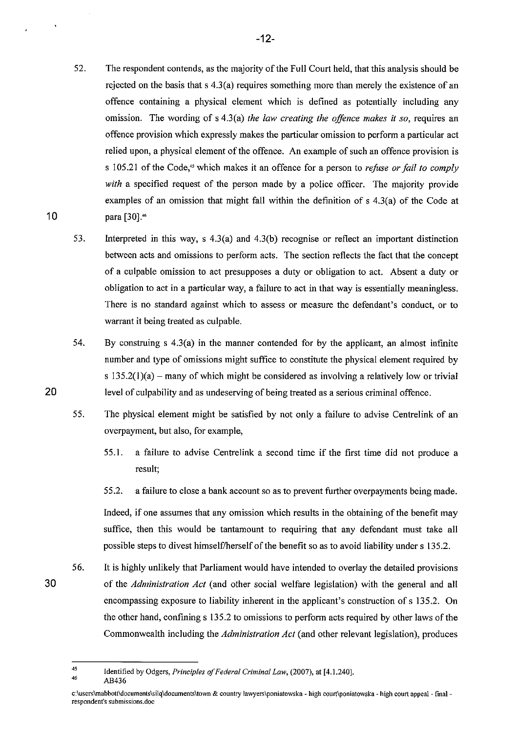52. The respondent contends, as the majority of the Full Court held, that this analysis should be rejected on the basis that s 4.3(a) requires something more than merely the existence of an offence containing a physical element which is defined as potentially including any omission. The wording of s 4.3(a) *the law creating the offence makes it so*, requires an offence provision which expressly makes the particular omission to perform a particular act relied upon, a physical element of the offence. An example of such an offence provision is s 105.21 of the Code,[45] which makes it an offence for a person to *refuse or fail to comply with* a specified request of the person made by a police officer. The majority provide examples of an omission that might fall within the definition of s 4.3(a) of the Code at para [30].[46]

53. Interpreted in this way, s 4.3(a) and 4.3(b) recognise or reflect an important distinction between acts and omissions to perform acts. The section reflects the fact that the concept of a culpable omission to act presupposes a duty or obligation to act. Absent a duty or obligation to act in a particular way, a failure to act in that way is essentially meaningless. There is no standard against which to assess or measure the defendant's conduct, or to warrant it being treated as culpable.

54. By construing s 4.3(a) in the manner contended for by the applicant, an almost infinite number and type of omissions might suffice to constitute the physical element required by s 135.2(1)(a) – many of which might be considered as involving a relatively low or trivial level of culpability and as undeserving of being treated as a serious criminal offence.

55. The physical element might be satisfied by not only a failure to advise Centrelink of an overpayment, but also, for example,

    55.1. a failure to advise Centrelink a second time if the first time did not produce a result;

    55.2. a failure to close a bank account so as to prevent further overpayments being made.

    Indeed, if one assumes that any omission which results in the obtaining of the benefit may suffice, then this would be tantamount to requiring that any defendant must take all possible steps to divest himself/herself of the benefit so as to avoid liability under s 135.2.

56. It is highly unlikely that Parliament would have intended to overlay the detailed provisions of the *Administration Act* (and other social welfare legislation) with the general and all encompassing exposure to liability inherent in the applicant's construction of s 135.2. On the other hand, confining s 135.2 to omissions to perform acts required by other laws of the Commonwealth including the *Administration Act* (and other relevant legislation), produces

---

[45] Identified by Odgers, *Principles of Federal Criminal Law*, (2007), at [4.1.240].

[46] AB436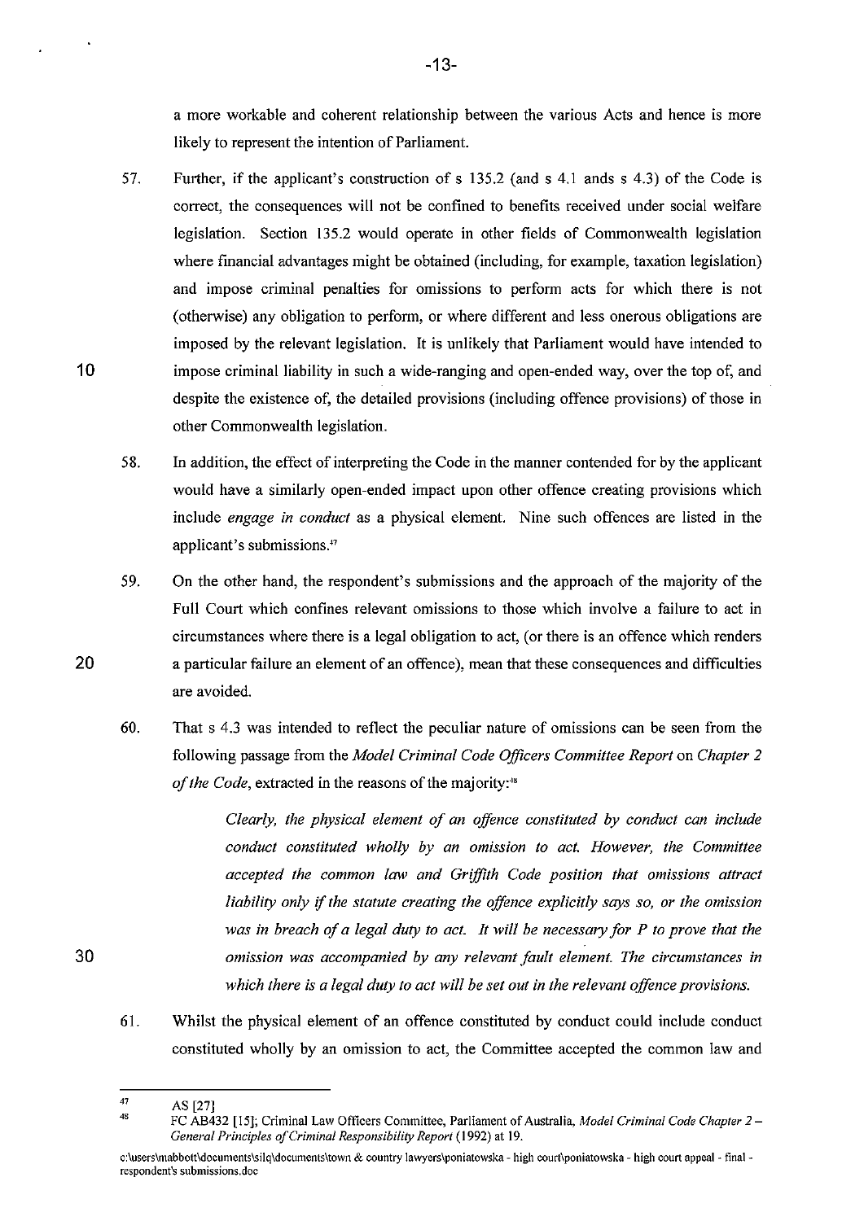a more workable and coherent relationship between the various Acts and hence is more likely to represent the intention of Parliament.

57. Further, if the applicant's construction of s 135.2 (and s 4.1 ands s 4.3) of the Code is correct, the consequences will not be confined to benefits received under social welfare legislation. Section 135.2 would operate in other fields of Commonwealth legislation where financial advantages might be obtained (including, for example, taxation legislation) and impose criminal penalties for omissions to perform acts for which there is not (otherwise) any obligation to perform, or where different and less onerous obligations are imposed by the relevant legislation. It is unlikely that Parliament would have intended to impose criminal liability in such a wide-ranging and open-ended way, over the top of, and despite the existence of, the detailed provisions (including offence provisions) of those in other Commonwealth legislation.

58. In addition, the effect of interpreting the Code in the manner contended for by the applicant would have a similarly open-ended impact upon other offence creating provisions which include *engage in conduct* as a physical element. Nine such offences are listed in the applicant's submissions.[47]

59. On the other hand, the respondent's submissions and the approach of the majority of the Full Court which confines relevant omissions to those which involve a failure to act in circumstances where there is a legal obligation to act, (or there is an offence which renders a particular failure an element of an offence), mean that these consequences and difficulties are avoided.

60. That s 4.3 was intended to reflect the peculiar nature of omissions can be seen from the following passage from the *Model Criminal Code Officers Committee Report* on *Chapter 2 of the Code*, extracted in the reasons of the majority:[48]

> *Clearly, the physical element of an offence constituted by conduct can include conduct constituted wholly by an omission to act. However, the Committee accepted the common law and Griffith Code position that omissions attract liability only if the statute creating the offence explicitly says so, or the omission was in breach of a legal duty to act. It will be necessary for P to prove that the omission was accompanied by any relevant fault element. The circumstances in which there is a legal duty to act will be set out in the relevant offence provisions.*

61. Whilst the physical element of an offence constituted by conduct could include conduct constituted wholly by an omission to act, the Committee accepted the common law and

---

[47] AS [27]

[48] FC AB432 [15]; Criminal Law Officers Committee, Parliament of Australia, *Model Criminal Code Chapter 2 – General Principles of Criminal Responsibility Report* (1992) at 19.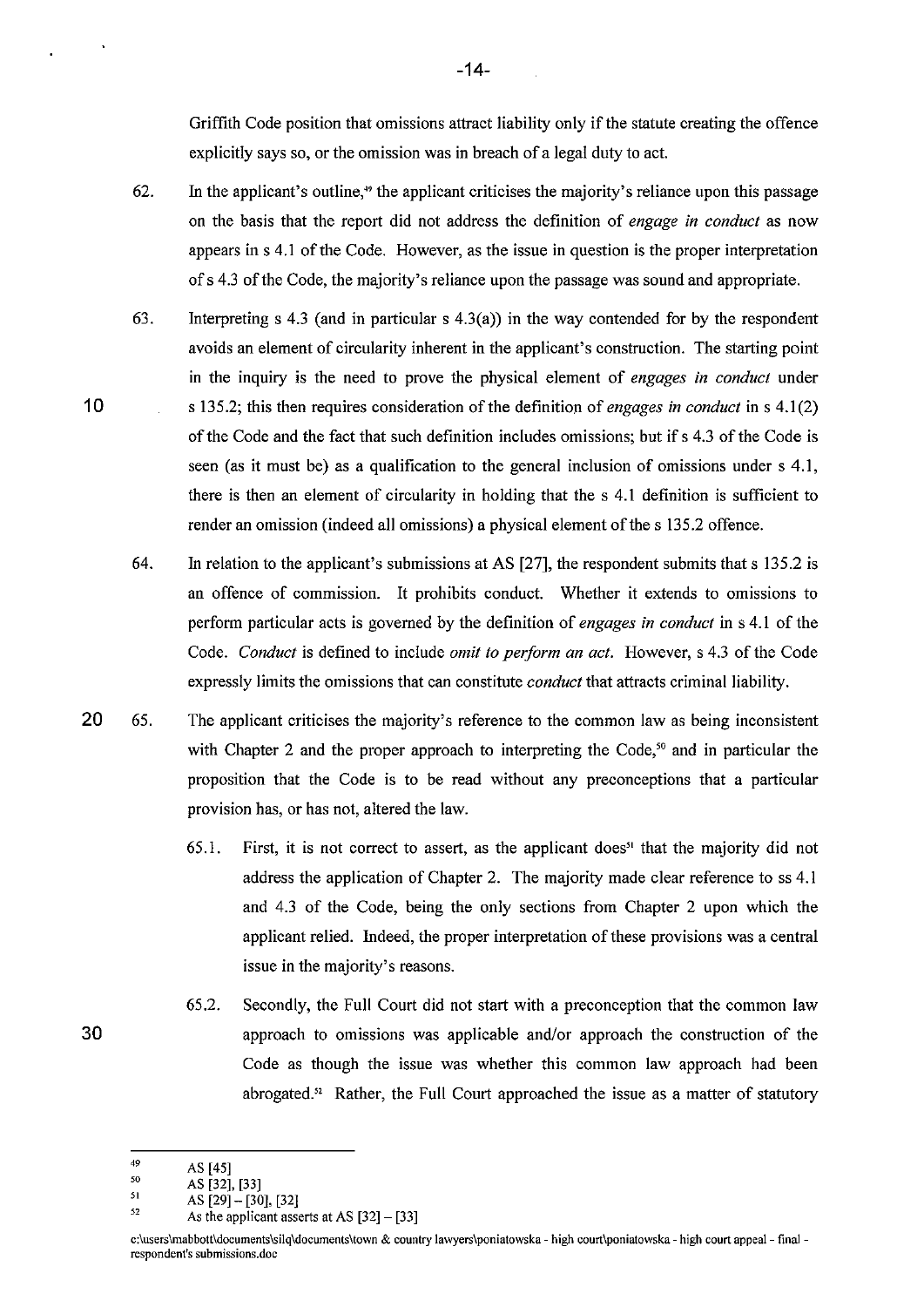Griffith Code position that omissions attract liability only if the statute creating the offence explicitly says so, or the omission was in breach of a legal duty to act.

62. In the applicant's outline,[49] the applicant criticises the majority's reliance upon this passage on the basis that the report did not address the definition of *engage in conduct* as now appears in s 4.1 of the Code. However, as the issue in question is the proper interpretation of s 4.3 of the Code, the majority's reliance upon the passage was sound and appropriate.

63. Interpreting s 4.3 (and in particular s 4.3(a)) in the way contended for by the respondent avoids an element of circularity inherent in the applicant's construction. The starting point in the inquiry is the need to prove the physical element of *engages in conduct* under s 135.2; this then requires consideration of the definition of *engages in conduct* in s 4.1(2) of the Code and the fact that such definition includes omissions; but if s 4.3 of the Code is seen (as it must be) as a qualification to the general inclusion of omissions under s 4.1, there is then an element of circularity in holding that the s 4.1 definition is sufficient to render an omission (indeed all omissions) a physical element of the s 135.2 offence.

64. In relation to the applicant's submissions at AS [27], the respondent submits that s 135.2 is an offence of commission. It prohibits conduct. Whether it extends to omissions to perform particular acts is governed by the definition of *engages in conduct* in s 4.1 of the Code. *Conduct* is defined to include *omit to perform an act*. However, s 4.3 of the Code expressly limits the omissions that can constitute *conduct* that attracts criminal liability.

65. The applicant criticises the majority's reference to the common law as being inconsistent with Chapter 2 and the proper approach to interpreting the Code,[50] and in particular the proposition that the Code is to be read without any preconceptions that a particular provision has, or has not, altered the law.

    65.1. First, it is not correct to assert, as the applicant does[51] that the majority did not address the application of Chapter 2. The majority made clear reference to ss 4.1 and 4.3 of the Code, being the only sections from Chapter 2 upon which the applicant relied. Indeed, the proper interpretation of these provisions was a central issue in the majority's reasons.

    65.2. Secondly, the Full Court did not start with a preconception that the common law approach to omissions was applicable and/or approach the construction of the Code as though the issue was whether this common law approach had been abrogated.[52] Rather, the Full Court approached the issue as a matter of statutory

---

[49] AS [45]

[50] AS [32], [33]

[51] AS [29] – [30], [32]

[52] As the applicant asserts at AS [32] – [33]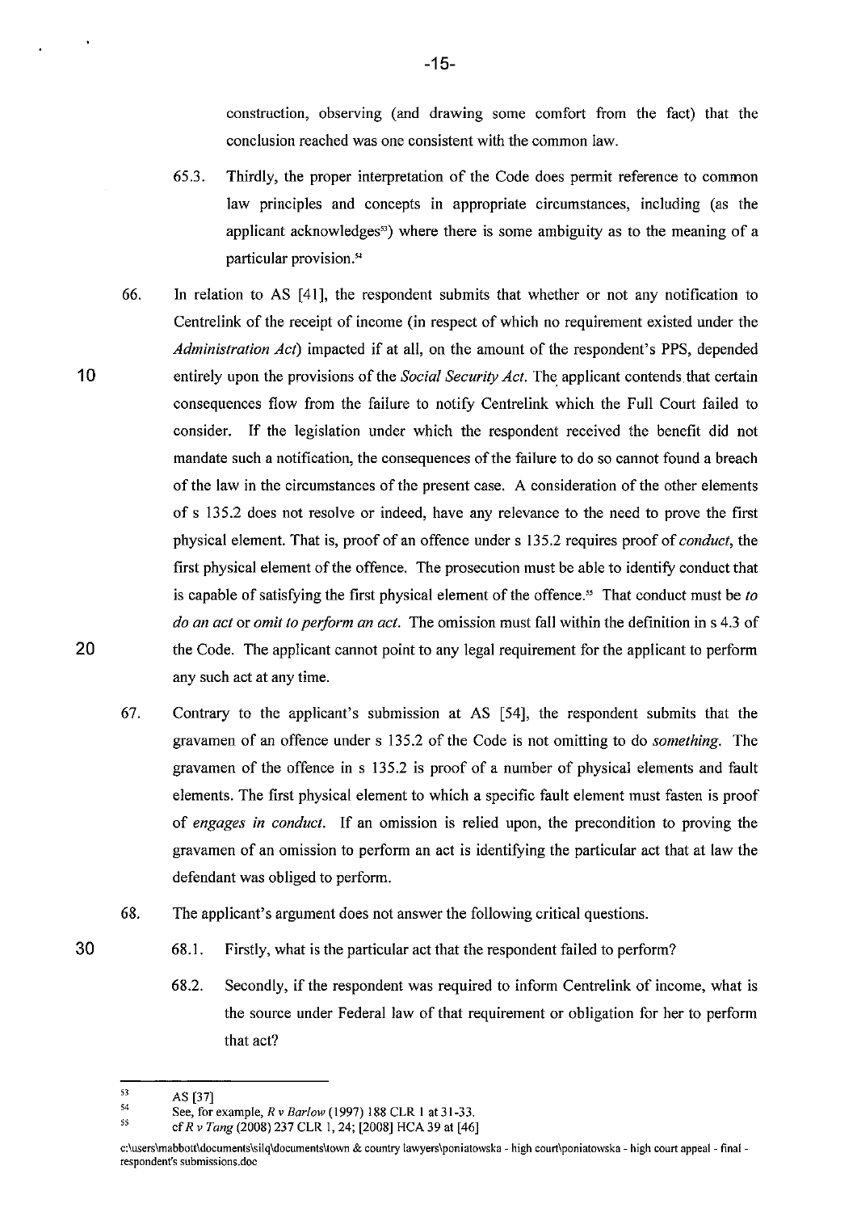construction, observing (and drawing some comfort from the fact) that the conclusion reached was one consistent with the common law.

65.3. Thirdly, the proper interpretation of the Code does permit reference to common law principles and concepts in appropriate circumstances, including (as the applicant acknowledges[53]) where there is some ambiguity as to the meaning of a particular provision.[54]

66. In relation to AS [41], the respondent submits that whether or not any notification to Centrelink of the receipt of income (in respect of which no requirement existed under the *Administration Act*) impacted if at all, on the amount of the respondent's PPS, depended entirely upon the provisions of the *Social Security Act*. The applicant contends that certain consequences flow from the failure to notify Centrelink which the Full Court failed to consider. If the legislation under which the respondent received the benefit did not mandate such a notification, the consequences of the failure to do so cannot found a breach of the law in the circumstances of the present case. A consideration of the other elements of s 135.2 does not resolve or indeed, have any relevance to the need to prove the first physical element. That is, proof of an offence under s 135.2 requires proof of *conduct*, the first physical element of the offence. The prosecution must be able to identify conduct that is capable of satisfying the first physical element of the offence.[55] That conduct must be *to do an act* or *omit to perform an act*. The omission must fall within the definition in s 4.3 of the Code. The applicant cannot point to any legal requirement for the applicant to perform any such act at any time.

67. Contrary to the applicant's submission at AS [54], the respondent submits that the gravamen of an offence under s 135.2 of the Code is not omitting to do *something*. The gravamen of the offence in s 135.2 is proof of a number of physical elements and fault elements. The first physical element to which a specific fault element must fasten is proof of *engages in conduct*. If an omission is relied upon, the precondition to proving the gravamen of an omission to perform an act is identifying the particular act that at law the defendant was obliged to perform.

68. The applicant's argument does not answer the following critical questions.

68.1. Firstly, what is the particular act that the respondent failed to perform?

68.2. Secondly, if the respondent was required to inform Centrelink of income, what is the source under Federal law of that requirement or obligation for her to perform that act?

---

[53] AS [37]

[54] See, for example, *R v Barlow* (1997) 188 CLR 1 at 31-33.

[55] cf *R v Tang* (2008) 237 CLR 1, 24; [2008] HCA 39 at [46]

c:\users\mabbott\documents\silq\documents\town & country lawyers\poniatowska - high court\poniatowska - high court appeal - final - respondent's submissions.doc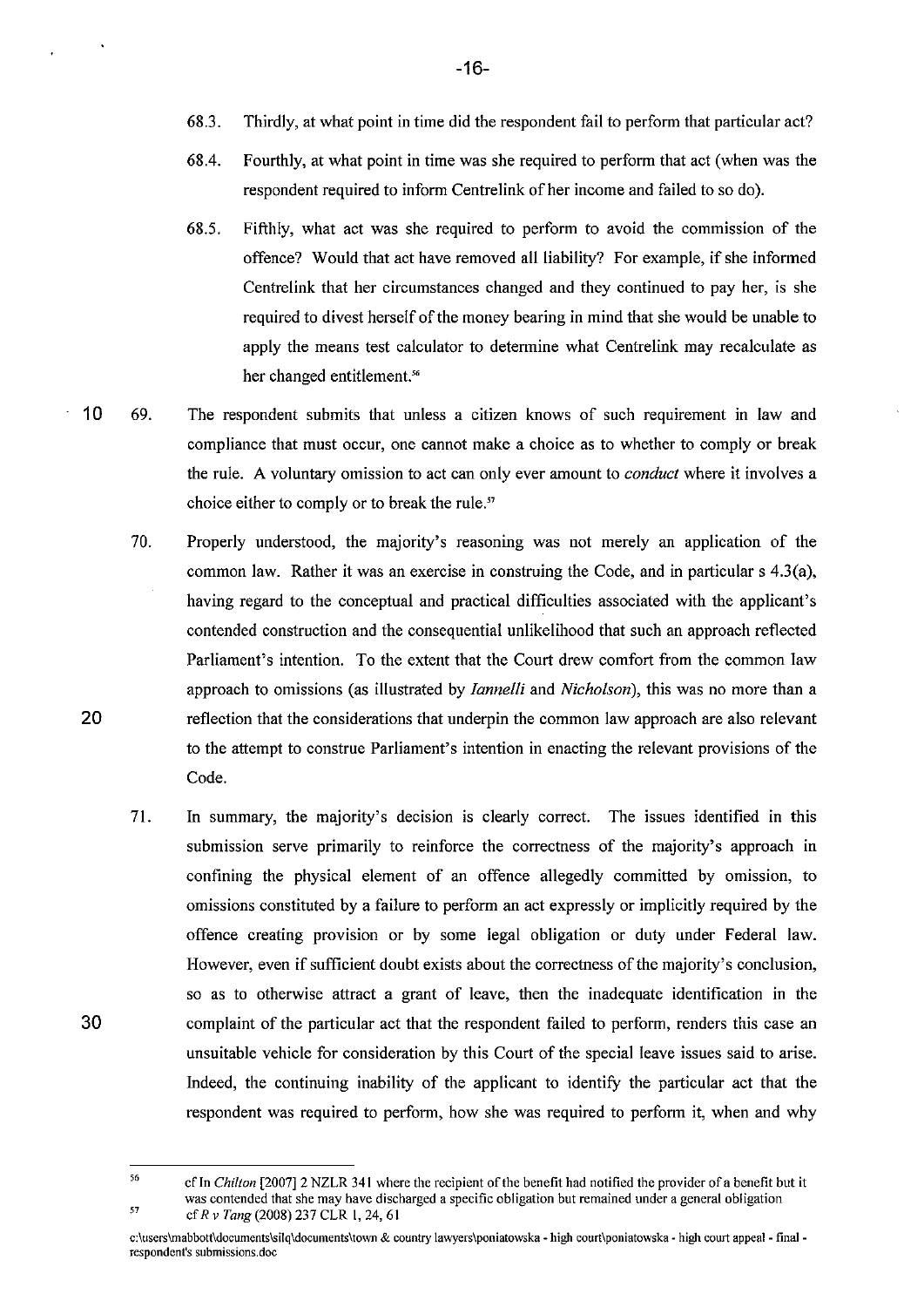68.3. Thirdly, at what point in time did the respondent fail to perform that particular act?

68.4. Fourthly, at what point in time was she required to perform that act (when was the respondent required to inform Centrelink of her income and failed to so do).

68.5. Fifthly, what act was she required to perform to avoid the commission of the offence? Would that act have removed all liability? For example, if she informed Centrelink that her circumstances changed and they continued to pay her, is she required to divest herself of the money bearing in mind that she would be unable to apply the means test calculator to determine what Centrelink may recalculate as her changed entitlement.[56]

69. The respondent submits that unless a citizen knows of such requirement in law and compliance that must occur, one cannot make a choice as to whether to comply or break the rule. A voluntary omission to act can only ever amount to *conduct* where it involves a choice either to comply or to break the rule.[57]

70. Properly understood, the majority's reasoning was not merely an application of the common law. Rather it was an exercise in construing the Code, and in particular s 4.3(a), having regard to the conceptual and practical difficulties associated with the applicant's contended construction and the consequential unlikelihood that such an approach reflected Parliament's intention. To the extent that the Court drew comfort from the common law approach to omissions (as illustrated by *Iannelli* and *Nicholson*), this was no more than a reflection that the considerations that underpin the common law approach are also relevant to the attempt to construe Parliament's intention in enacting the relevant provisions of the Code.

71. In summary, the majority's decision is clearly correct. The issues identified in this submission serve primarily to reinforce the correctness of the majority's approach in confining the physical element of an offence allegedly committed by omission, to omissions constituted by a failure to perform an act expressly or implicitly required by the offence creating provision or by some legal obligation or duty under Federal law. However, even if sufficient doubt exists about the correctness of the majority's conclusion, so as to otherwise attract a grant of leave, then the inadequate identification in the complaint of the particular act that the respondent failed to perform, renders this case an unsuitable vehicle for consideration by this Court of the special leave issues said to arise. Indeed, the continuing inability of the applicant to identify the particular act that the respondent was required to perform, how she was required to perform it, when and why

---

[56] cf In *Chilton* [2007] 2 NZLR 341 where the recipient of the benefit had notified the provider of a benefit but it was contended that she may have discharged a specific obligation but remained under a general obligation

[57] cf *R v Tang* (2008) 237 CLR 1, 24, 61

c:\users\mabbott\documents\silq\documents\town & country lawyers\poniatowska - high court\poniatowska - high court appeal - final - respondent's submissions.doc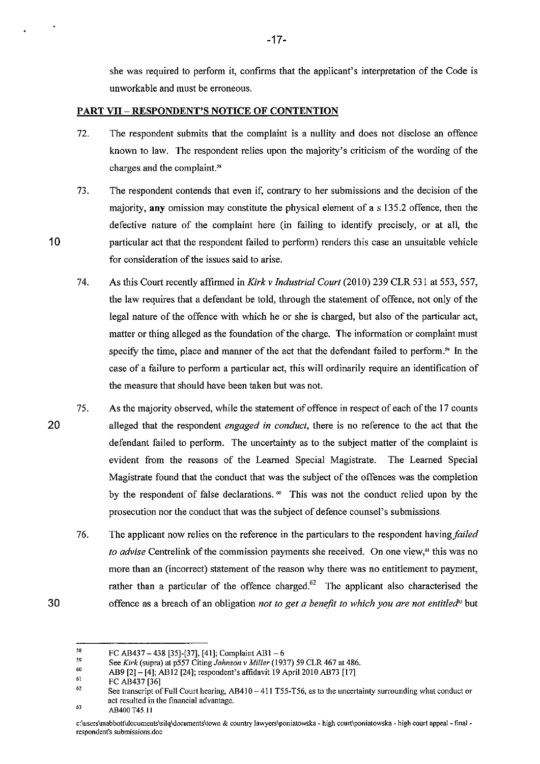she was required to perform it, confirms that the applicant's interpretation of the Code is unworkable and must be erroneous.

## PART VII – RESPONDENT'S NOTICE OF CONTENTION

72. The respondent submits that the complaint is a nullity and does not disclose an offence known to law. The respondent relies upon the majority's criticism of the wording of the charges and the complaint.[58]

73. The respondent contends that even if, contrary to her submissions and the decision of the majority, **any** omission may constitute the physical element of a s 135.2 offence, then the defective nature of the complaint here (in failing to identify precisely, or at all, the particular act that the respondent failed to perform) renders this case an unsuitable vehicle for consideration of the issues said to arise.

74. As this Court recently affirmed in *Kirk v Industrial Court* (2010) 239 CLR 531 at 553, 557, the law requires that a defendant be told, through the statement of offence, not only of the legal nature of the offence with which he or she is charged, but also of the particular act, matter or thing alleged as the foundation of the charge. The information or complaint must specify the time, place and manner of the act that the defendant failed to perform.[59] In the case of a failure to perform a particular act, this will ordinarily require an identification of the measure that should have been taken but was not.

75. As the majority observed, while the statement of offence in respect of each of the 17 counts alleged that the respondent *engaged in conduct*, there is no reference to the act that the defendant failed to perform. The uncertainty as to the subject matter of the complaint is evident from the reasons of the Learned Special Magistrate. The Learned Special Magistrate found that the conduct that was the subject of the offences was the completion by the respondent of false declarations.[60] This was not the conduct relied upon by the prosecution nor the conduct that was the subject of defence counsel's submissions.

76. The applicant now relies on the reference in the particulars to the respondent having *failed to advise* Centrelink of the commission payments she received. On one view,[61] this was no more than an (incorrect) statement of the reason why there was no entitlement to payment, rather than a particular of the offence charged.[62] The applicant also characterised the offence as a breach of an obligation *not to get a benefit to which you are not entitled*[63] but

---

[58] FC AB437 – 438 [35]-[37], [41]; Complaint AB1 – 6

[59] See *Kirk* (supra) at p557 Citing *Johnson v Miller* (1937) 59 CLR 467 at 486.

[60] AB9 [2] – [4]; AB12 [24]; respondent's affidavit 19 April 2010 AB73 [17]

[61] FC AB437 [36]

[62] See transcript of Full Court hearing, AB410 – 411 T55-T56, as to the uncertainty surrounding what conduct or act resulted in the financial advantage.

[63] AB400 T45.11

c:\users\mabbott\documents\silq\documents\town & country lawyers\poniatowska - high court\poniatowska - high court appeal - final - respondent's submissions.doc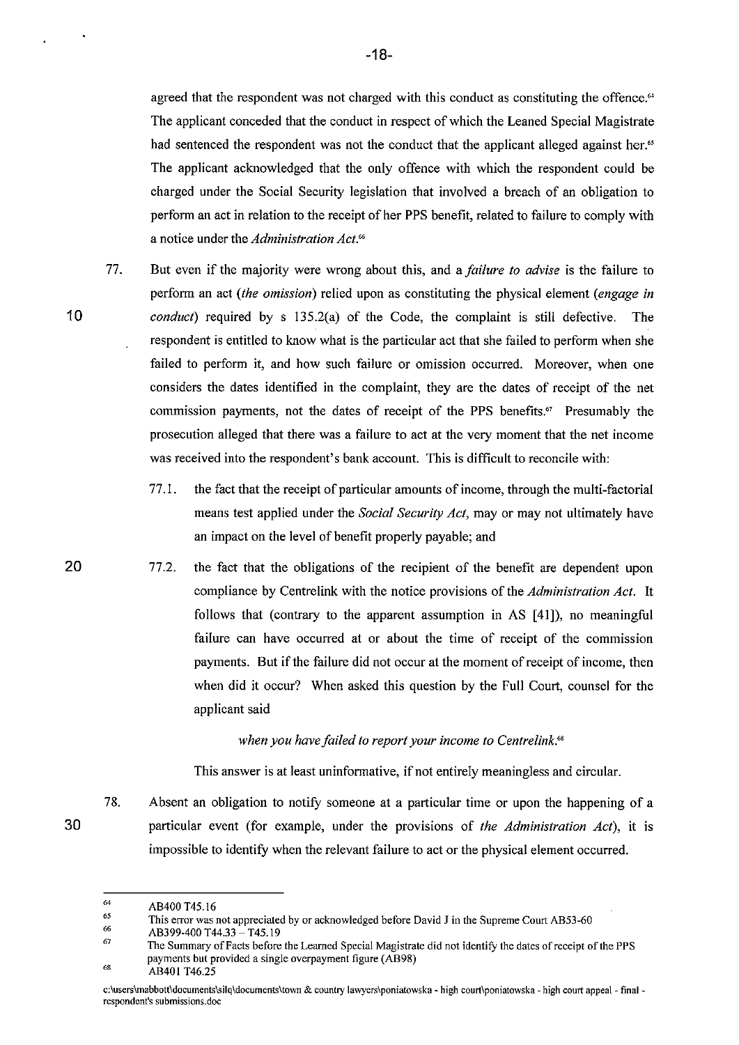agreed that the respondent was not charged with this conduct as constituting the offence.[64] The applicant conceded that the conduct in respect of which the Leaned Special Magistrate had sentenced the respondent was not the conduct that the applicant alleged against her.[65] The applicant acknowledged that the only offence with which the respondent could be charged under the Social Security legislation that involved a breach of an obligation to perform an act in relation to the receipt of her PPS benefit, related to failure to comply with a notice under the *Administration Act*.[66]

77. But even if the majority were wrong about this, and a *failure to advise* is the failure to perform an act (*the omission*) relied upon as constituting the physical element (*engage in conduct*) required by s 135.2(a) of the Code, the complaint is still defective. The respondent is entitled to know what is the particular act that she failed to perform when she failed to perform it, and how such failure or omission occurred. Moreover, when one considers the dates identified in the complaint, they are the dates of receipt of the net commission payments, not the dates of receipt of the PPS benefits.[67] Presumably the prosecution alleged that there was a failure to act at the very moment that the net income was received into the respondent's bank account. This is difficult to reconcile with:

    77.1. the fact that the receipt of particular amounts of income, through the multi-factorial means test applied under the *Social Security Act*, may or may not ultimately have an impact on the level of benefit properly payable; and

    77.2. the fact that the obligations of the recipient of the benefit are dependent upon compliance by Centrelink with the notice provisions of the *Administration Act*. It follows that (contrary to the apparent assumption in AS [41]), no meaningful failure can have occurred at or about the time of receipt of the commission payments. But if the failure did not occur at the moment of receipt of income, then when did it occur? When asked this question by the Full Court, counsel for the applicant said

    *when you have failed to report your income to Centrelink.*[68]

    This answer is at least uninformative, if not entirely meaningless and circular.

78. Absent an obligation to notify someone at a particular time or upon the happening of a particular event (for example, under the provisions of *the Administration Act*), it is impossible to identify when the relevant failure to act or the physical element occurred.

---

[64] AB400 T45.16

[65] This error was not appreciated by or acknowledged before David J in the Supreme Court AB53-60

[66] AB399-400 T44.33 – T45.19

[67] The Summary of Facts before the Learned Special Magistrate did not identify the dates of receipt of the PPS payments but provided a single overpayment figure (AB98)

[68] AB401 T46.25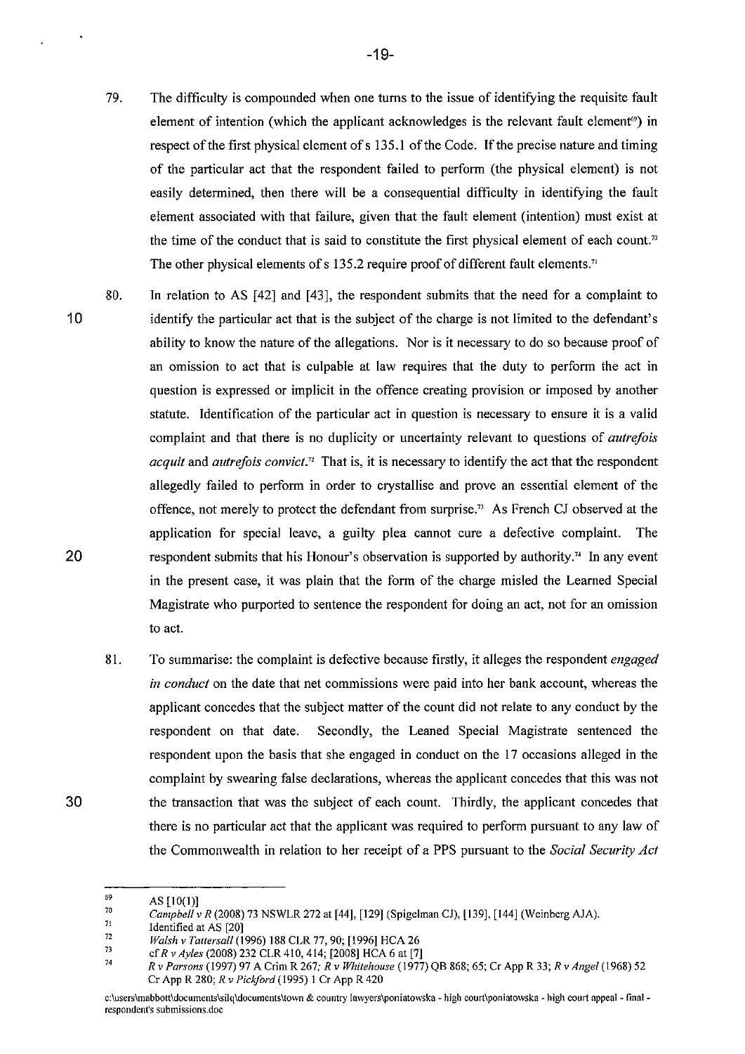79. The difficulty is compounded when one turns to the issue of identifying the requisite fault element of intention (which the applicant acknowledges is the relevant fault element[69]) in respect of the first physical element of s 135.1 of the Code. If the precise nature and timing of the particular act that the respondent failed to perform (the physical element) is not easily determined, then there will be a consequential difficulty in identifying the fault element associated with that failure, given that the fault element (intention) must exist at the time of the conduct that is said to constitute the first physical element of each count.[70] The other physical elements of s 135.2 require proof of different fault elements.[71]

80. In relation to AS [42] and [43], the respondent submits that the need for a complaint to identify the particular act that is the subject of the charge is not limited to the defendant's ability to know the nature of the allegations. Nor is it necessary to do so because proof of an omission to act that is culpable at law requires that the duty to perform the act in question is expressed or implicit in the offence creating provision or imposed by another statute. Identification of the particular act in question is necessary to ensure it is a valid complaint and that there is no duplicity or uncertainty relevant to questions of *autrefois acquit* and *autrefois convict*.[72] That is, it is necessary to identify the act that the respondent allegedly failed to perform in order to crystallise and prove an essential element of the offence, not merely to protect the defendant from surprise.[73] As French CJ observed at the application for special leave, a guilty plea cannot cure a defective complaint. The respondent submits that his Honour's observation is supported by authority.[74] In any event in the present case, it was plain that the form of the charge misled the Learned Special Magistrate who purported to sentence the respondent for doing an act, not for an omission to act.

81. To summarise: the complaint is defective because firstly, it alleges the respondent *engaged in conduct* on the date that net commissions were paid into her bank account, whereas the applicant concedes that the subject matter of the count did not relate to any conduct by the respondent on that date. Secondly, the Leaned Special Magistrate sentenced the respondent upon the basis that she engaged in conduct on the 17 occasions alleged in the complaint by swearing false declarations, whereas the applicant concedes that this was not the transaction that was the subject of each count. Thirdly, the applicant concedes that there is no particular act that the applicant was required to perform pursuant to any law of the Commonwealth in relation to her receipt of a PPS pursuant to the *Social Security Act*

---

69 AS [10(1)]

70 *Campbell v R* (2008) 73 NSWLR 272 at [44], [129] (Spigelman CJ), [139], [144] (Weinberg AJA).

71 Identified at AS [20]

72 *Walsh v Tattersall* (1996) 188 CLR 77, 90; [1996] HCA 26

73 cf *R v Ayles* (2008) 232 CLR 410, 414; [2008] HCA 6 at [7]

74 *R v Parsons* (1997) 97 A Crim R 267; *R v Whitehouse* (1977) QB 868; 65; Cr App R 33; *R v Angel* (1968) 52 Cr App R 280; *R v Pickford* (1995) 1 Cr App R 420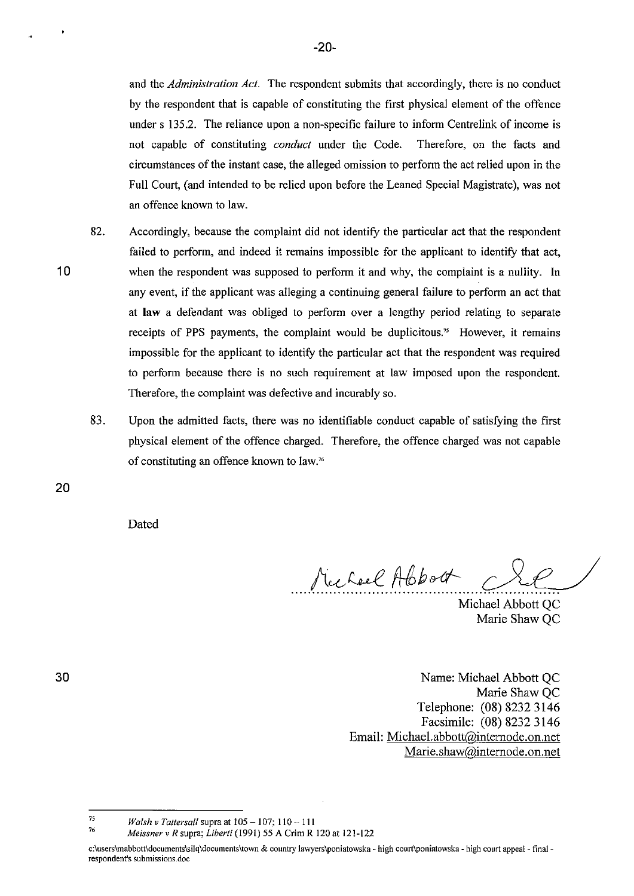and the *Administration Act*. The respondent submits that accordingly, there is no conduct by the respondent that is capable of constituting the first physical element of the offence under s 135.2. The reliance upon a non-specific failure to inform Centrelink of income is not capable of constituting *conduct* under the Code. Therefore, on the facts and circumstances of the instant case, the alleged omission to perform the act relied upon in the Full Court, (and intended to be relied upon before the Leaned Special Magistrate), was not an offence known to law.

82. Accordingly, because the complaint did not identify the particular act that the respondent failed to perform, and indeed it remains impossible for the applicant to identify that act, when the respondent was supposed to perform it and why, the complaint is a nullity. In any event, if the applicant was alleging a continuing general failure to perform an act that at **law** a defendant was obliged to perform over a lengthy period relating to separate receipts of PPS payments, the complaint would be duplicitous.[75] However, it remains impossible for the applicant to identify the particular act that the respondent was required to perform because there is no such requirement at law imposed upon the respondent. Therefore, the complaint was defective and incurably so.

83. Upon the admitted facts, there was no identifiable conduct capable of satisfying the first physical element of the offence charged. Therefore, the offence charged was not capable of constituting an offence known to law.[76]

Dated

Michael Abbott QC
Marie Shaw QC

Name: Michael Abbott QC
Marie Shaw QC
Telephone: (08) 8232 3146
Facsimile: (08) 8232 3146
Email: Michael.abbott@internode.on.net
Marie.shaw@internode.on.net

---

[75] *Walsh v Tattersall* supra at 105 – 107; 110 – 111

[76] *Meissner v R* supra; *Liberti* (1991) 55 A Crim R 120 at 121-122

c:\users\mabbott\documents\silq\documents\town & country lawyers\poniatowska - high court\poniatowska - high court appeal - final - respondent's submissions.doc